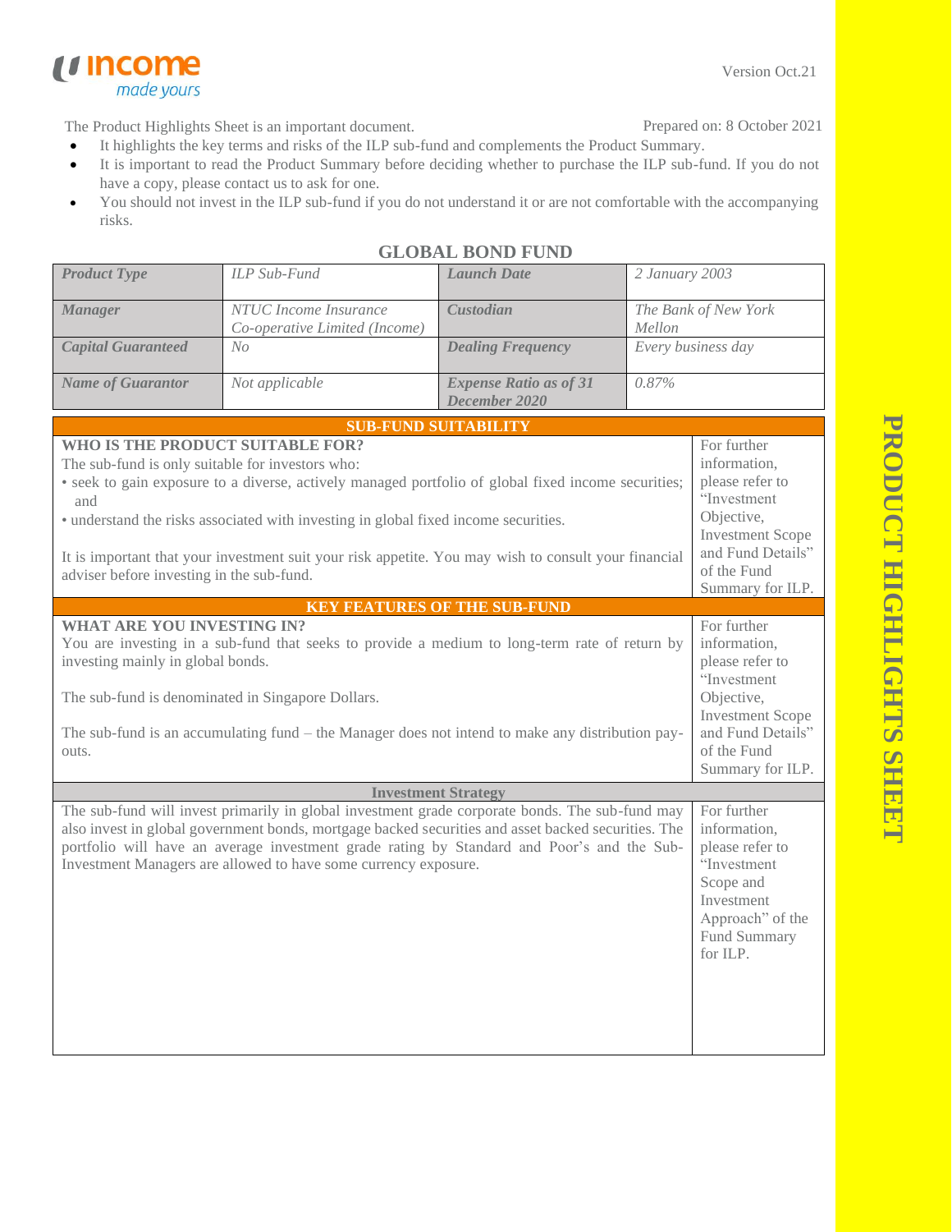Income made yours

Version Oct.21

The Product Highlights Sheet is an important document.

Prepared on: 8 October 2021

- It highlights the key terms and risks of the ILP sub-fund and complements the Product Summary.
- It is important to read the Product Summary before deciding whether to purchase the ILP sub-fund. If you do not have a copy, please contact us to ask for one.
- You should not invest in the ILP sub-fund if you do not understand it or are not comfortable with the accompanying risks.

# GLOBAL BOND FUND

| *Product Type* | *ILP Sub-Fund* | *Launch Date* | *2 January 2003* |
|---|---|---|---|
| *Manager* | *NTUC Income Insurance Co-operative Limited (Income)* | *Custodian* | *The Bank of New York Mellon* |
| *Capital Guaranteed* | *No* | *Dealing Frequency* | *Every business day* |
| *Name of Guarantor* | *Not applicable* | *Expense Ratio as of 31 December 2020* | *0.87%* |

## SUB-FUND SUITABILITY

| WHO IS THE PRODUCT SUITABLE FOR? | |
|---|---|
| The sub-fund is only suitable for investors who:<br>• seek to gain exposure to a diverse, actively managed portfolio of global fixed income securities; and<br>• understand the risks associated with investing in global fixed income securities.<br><br>It is important that your investment suit your risk appetite. You may wish to consult your financial adviser before investing in the sub-fund. | For further information, please refer to "Investment Objective, Investment Scope and Fund Details" of the Fund Summary for ILP. |

## KEY FEATURES OF THE SUB-FUND

| WHAT ARE YOU INVESTING IN? | |
|---|---|
| You are investing in a sub-fund that seeks to provide a medium to long-term rate of return by investing mainly in global bonds.<br><br>The sub-fund is denominated in Singapore Dollars.<br><br>The sub-fund is an accumulating fund – the Manager does not intend to make any distribution pay-outs. | For further information, please refer to "Investment Objective, Investment Scope and Fund Details" of the Fund Summary for ILP. |

### Investment Strategy

| | |
|---|---|
| The sub-fund will invest primarily in global investment grade corporate bonds. The sub-fund may also invest in global government bonds, mortgage backed securities and asset backed securities. The portfolio will have an average investment grade rating by Standard and Poor's and the Sub-Investment Managers are allowed to have some currency exposure. | For further information, please refer to "Investment Scope and Investment Approach" of the Fund Summary for ILP. |

PRODUCT HIGHLIGHTS SHEET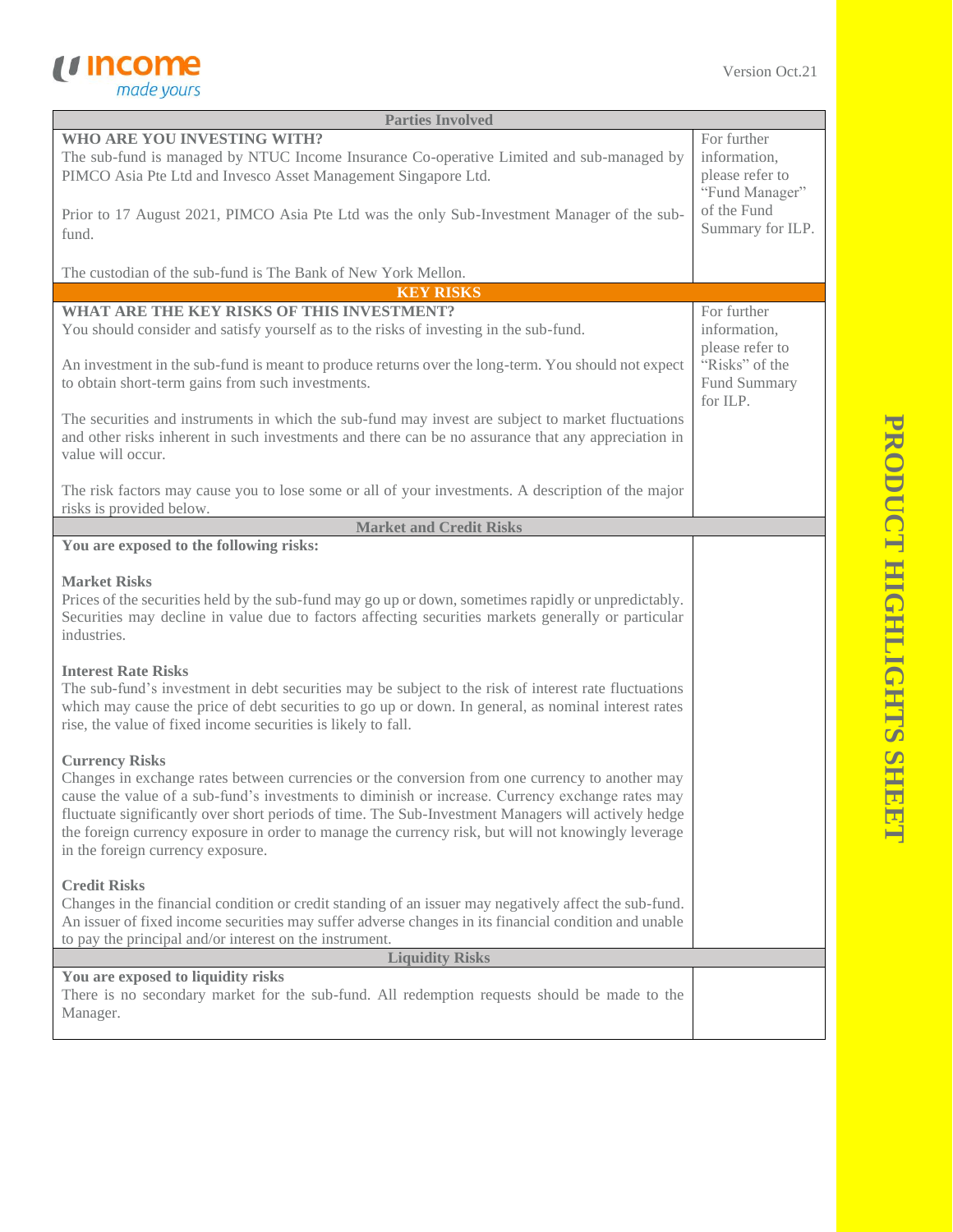## Parties Involved

| | |
|---|---|
| **WHO ARE YOU INVESTING WITH?**<br>The sub-fund is managed by NTUC Income Insurance Co-operative Limited and sub-managed by PIMCO Asia Pte Ltd and Invesco Asset Management Singapore Ltd.<br><br>Prior to 17 August 2021, PIMCO Asia Pte Ltd was the only Sub-Investment Manager of the sub-fund.<br><br>The custodian of the sub-fund is The Bank of New York Mellon. | For further information, please refer to "Fund Manager" of the Fund Summary for ILP. |

## KEY RISKS

| | |
|---|---|
| **WHAT ARE THE KEY RISKS OF THIS INVESTMENT?**<br>You should consider and satisfy yourself as to the risks of investing in the sub-fund.<br><br>An investment in the sub-fund is meant to produce returns over the long-term. You should not expect to obtain short-term gains from such investments.<br><br>The securities and instruments in which the sub-fund may invest are subject to market fluctuations and other risks inherent in such investments and there can be no assurance that any appreciation in value will occur.<br><br>The risk factors may cause you to lose some or all of your investments. A description of the major risks is provided below. | For further information, please refer to "Risks" of the Fund Summary for ILP. |

### Market and Credit Risks

**You are exposed to the following risks:**

**Market Risks**
Prices of the securities held by the sub-fund may go up or down, sometimes rapidly or unpredictably. Securities may decline in value due to factors affecting securities markets generally or particular industries.

**Interest Rate Risks**
The sub-fund's investment in debt securities may be subject to the risk of interest rate fluctuations which may cause the price of debt securities to go up or down. In general, as nominal interest rates rise, the value of fixed income securities is likely to fall.

**Currency Risks**
Changes in exchange rates between currencies or the conversion from one currency to another may cause the value of a sub-fund's investments to diminish or increase. Currency exchange rates may fluctuate significantly over short periods of time. The Sub-Investment Managers will actively hedge the foreign currency exposure in order to manage the currency risk, but will not knowingly leverage in the foreign currency exposure.

**Credit Risks**
Changes in the financial condition or credit standing of an issuer may negatively affect the sub-fund. An issuer of fixed income securities may suffer adverse changes in its financial condition and unable to pay the principal and/or interest on the instrument.

### Liquidity Risks

**You are exposed to liquidity risks**
There is no secondary market for the sub-fund. All redemption requests should be made to the Manager.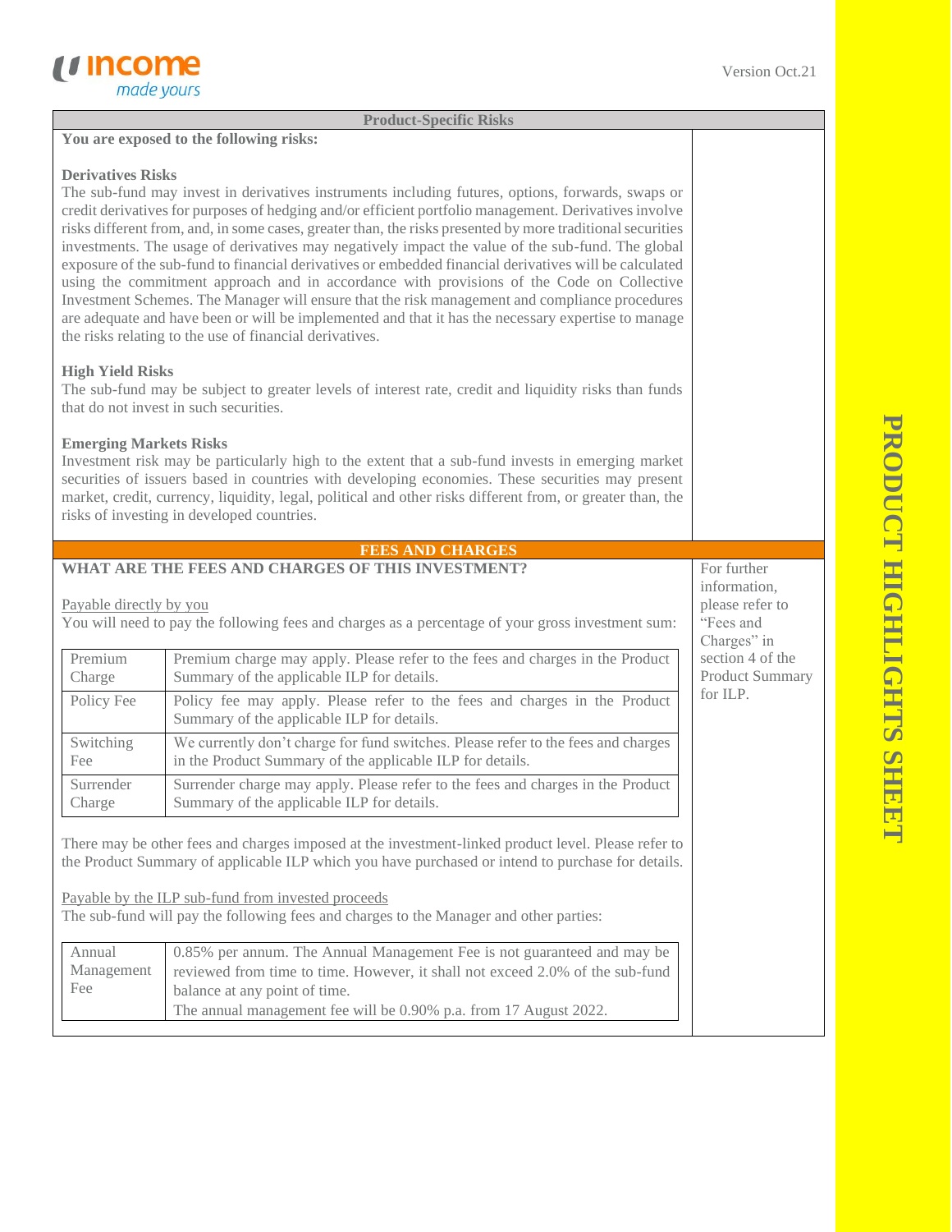## Product-Specific Risks

**You are exposed to the following risks:**

**Derivatives Risks**
The sub-fund may invest in derivatives instruments including futures, options, forwards, swaps or credit derivatives for purposes of hedging and/or efficient portfolio management. Derivatives involve risks different from, and in some cases, greater than, the risks presented by more traditional securities investments. The usage of derivatives may negatively impact the value of the sub-fund. The global exposure of the sub-fund to financial derivatives or embedded financial derivatives will be calculated using the commitment approach and in accordance with provisions of the Code on Collective Investment Schemes. The Manager will ensure that the risk management and compliance procedures are adequate and have been or will be implemented and that it has the necessary expertise to manage the risks relating to the use of financial derivatives.

**High Yield Risks**
The sub-fund may be subject to greater levels of interest rate, credit and liquidity risks than funds that do not invest in such securities.

**Emerging Markets Risks**
Investment risk may be particularly high to the extent that a sub-fund invests in emerging market securities of issuers based in countries with developing economies. These securities may present market, credit, currency, liquidity, legal, political and other risks different from, or greater than, the risks of investing in developed countries.

## FEES AND CHARGES

**WHAT ARE THE FEES AND CHARGES OF THIS INVESTMENT?**

For further information, please refer to "Fees and Charges" in section 4 of the Product Summary for ILP.

Payable directly by you
You will need to pay the following fees and charges as a percentage of your gross investment sum:

| | |
|---|---|
| Premium Charge | Premium charge may apply. Please refer to the fees and charges in the Product Summary of the applicable ILP for details. |
| Policy Fee | Policy fee may apply. Please refer to the fees and charges in the Product Summary of the applicable ILP for details. |
| Switching Fee | We currently don't charge for fund switches. Please refer to the fees and charges in the Product Summary of the applicable ILP for details. |
| Surrender Charge | Surrender charge may apply. Please refer to the fees and charges in the Product Summary of the applicable ILP for details. |

There may be other fees and charges imposed at the investment-linked product level. Please refer to the Product Summary of applicable ILP which you have purchased or intend to purchase for details.

Payable by the ILP sub-fund from invested proceeds
The sub-fund will pay the following fees and charges to the Manager and other parties:

| | |
|---|---|
| Annual Management Fee | 0.85% per annum. The Annual Management Fee is not guaranteed and may be reviewed from time to time. However, it shall not exceed 2.0% of the sub-fund balance at any point of time.<br>The annual management fee will be 0.90% p.a. from 17 August 2022. |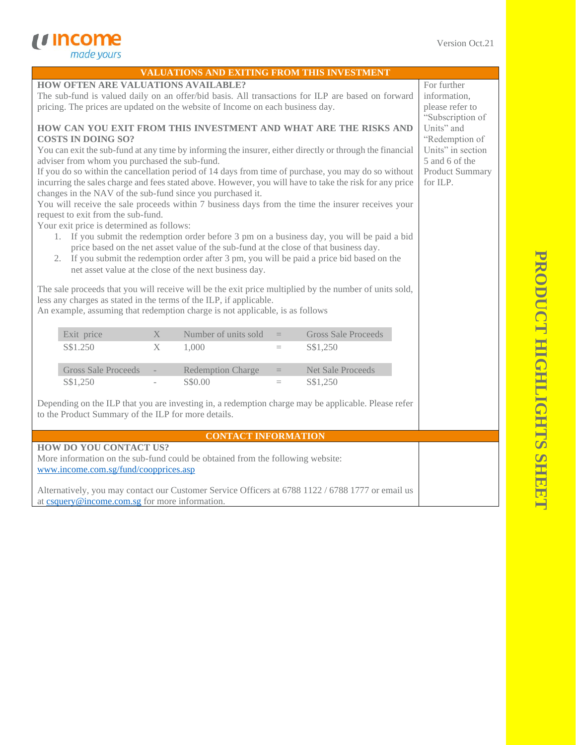## VALUATIONS AND EXITING FROM THIS INVESTMENT

**HOW OFTEN ARE VALUATIONS AVAILABLE?**

The sub-fund is valued daily on an offer/bid basis. All transactions for ILP are based on forward pricing. The prices are updated on the website of Income on each business day.

**HOW CAN YOU EXIT FROM THIS INVESTMENT AND WHAT ARE THE RISKS AND COSTS IN DOING SO?**

You can exit the sub-fund at any time by informing the insurer, either directly or through the financial adviser from whom you purchased the sub-fund.

If you do so within the cancellation period of 14 days from time of purchase, you may do so without incurring the sales charge and fees stated above. However, you will have to take the risk for any price changes in the NAV of the sub-fund since you purchased it.

You will receive the sale proceeds within 7 business days from the time the insurer receives your request to exit from the sub-fund.

Your exit price is determined as follows:

1. If you submit the redemption order before 3 pm on a business day, you will be paid a bid price based on the net asset value of the sub-fund at the close of that business day.
2. If you submit the redemption order after 3 pm, you will be paid a price bid based on the net asset value at the close of the next business day.

The sale proceeds that you will receive will be the exit price multiplied by the number of units sold, less any charges as stated in the terms of the ILP, if applicable.

An example, assuming that redemption charge is not applicable, is as follows

| Exit price | X | Number of units sold | = | Gross Sale Proceeds |
|---|---|---|---|---|
| S$1.250 | X | 1,000 | = | S$1,250 |

| Gross Sale Proceeds | - | Redemption Charge | = | Net Sale Proceeds |
|---|---|---|---|---|
| S$1,250 | - | S$0.00 | = | S$1,250 |

Depending on the ILP that you are investing in, a redemption charge may be applicable. Please refer to the Product Summary of the ILP for more details.

For further information, please refer to "Subscription of Units" and "Redemption of Units" in section 5 and 6 of the Product Summary for ILP.

## CONTACT INFORMATION

**HOW DO YOU CONTACT US?**

More information on the sub-fund could be obtained from the following website: www.income.com.sg/fund/coopprices.asp

Alternatively, you may contact our Customer Service Officers at 6788 1122 / 6788 1777 or email us at csquery@income.com.sg for more information.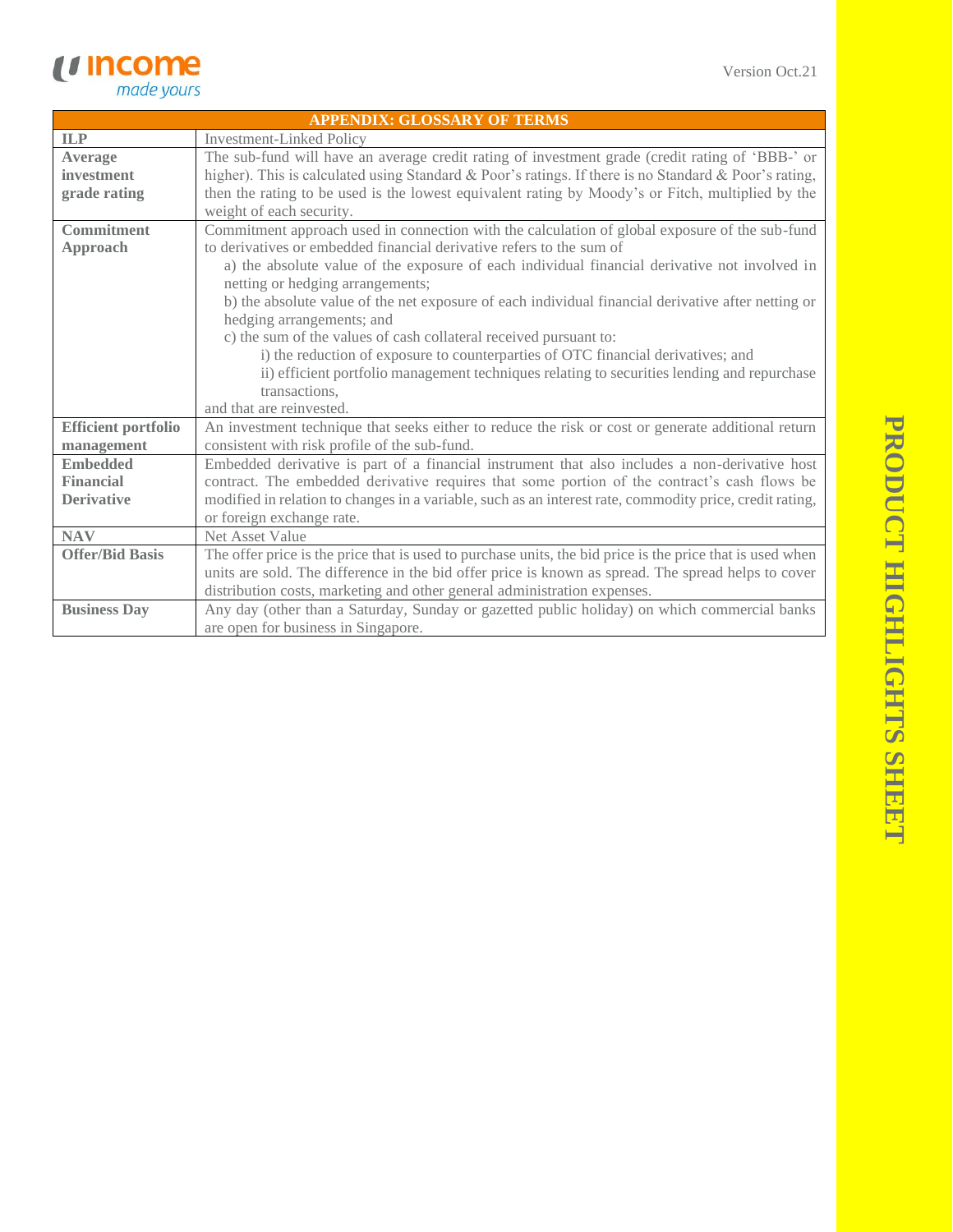| APPENDIX: GLOSSARY OF TERMS | |
|---|---|
| **ILP** | Investment-Linked Policy |
| **Average investment grade rating** | The sub-fund will have an average credit rating of investment grade (credit rating of 'BBB-' or higher). This is calculated using Standard & Poor's ratings. If there is no Standard & Poor's rating, then the rating to be used is the lowest equivalent rating by Moody's or Fitch, multiplied by the weight of each security. |
| **Commitment Approach** | Commitment approach used in connection with the calculation of global exposure of the sub-fund to derivatives or embedded financial derivative refers to the sum of<br>a) the absolute value of the exposure of each individual financial derivative not involved in netting or hedging arrangements;<br>b) the absolute value of the net exposure of each individual financial derivative after netting or hedging arrangements; and<br>c) the sum of the values of cash collateral received pursuant to:<br>i) the reduction of exposure to counterparties of OTC financial derivatives; and<br>ii) efficient portfolio management techniques relating to securities lending and repurchase transactions,<br>and that are reinvested. |
| **Efficient portfolio management** | An investment technique that seeks either to reduce the risk or cost or generate additional return consistent with risk profile of the sub-fund. |
| **Embedded Financial Derivative** | Embedded derivative is part of a financial instrument that also includes a non-derivative host contract. The embedded derivative requires that some portion of the contract's cash flows be modified in relation to changes in a variable, such as an interest rate, commodity price, credit rating, or foreign exchange rate. |
| **NAV** | Net Asset Value |
| **Offer/Bid Basis** | The offer price is the price that is used to purchase units, the bid price is the price that is used when units are sold. The difference in the bid offer price is known as spread. The spread helps to cover distribution costs, marketing and other general administration expenses. |
| **Business Day** | Any day (other than a Saturday, Sunday or gazetted public holiday) on which commercial banks are open for business in Singapore. |